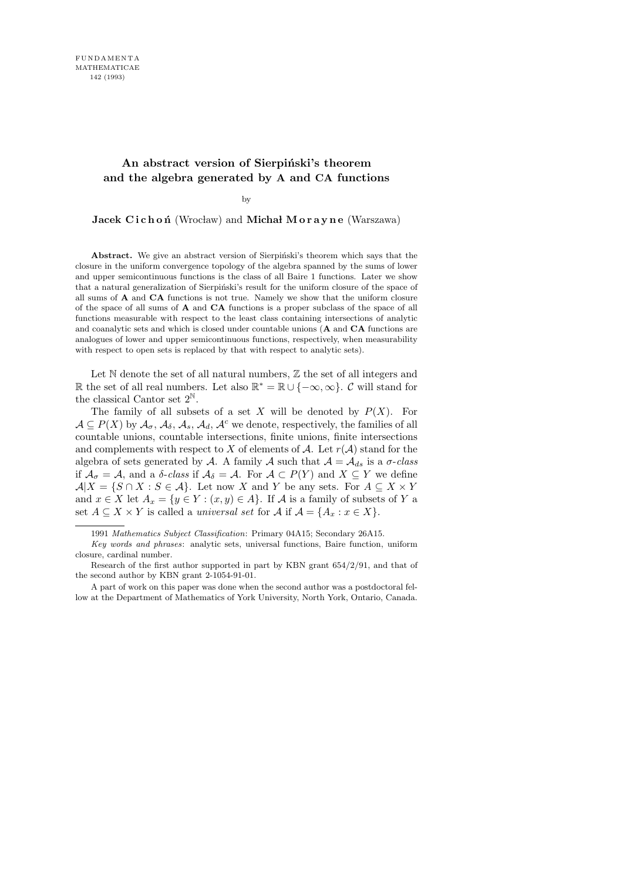# An abstract version of Sierpiński's theorem and the algebra generated by A and CA functions

by

**Jacek Cichoń** (Wrocław) and **Michał Morayne** (Warszawa)

**Abstract.** We give an abstract version of Sierpiński's theorem which says that the closure in the uniform convergence topology of the algebra spanned by the sums of lower and upper semicontinuous functions is the class of all Baire 1 functions. Later we show that a natural generalization of Sierpiński's result for the uniform closure of the space of all sums of **A** and **CA** functions is not true. Namely we show that the uniform closure of the space of all sums of **A** and **CA** functions is a proper subclass of the space of all functions measurable with respect to the least class containing intersections of analytic and coanalytic sets and which is closed under countable unions (**A** and **CA** functions are analogues of lower and upper semicontinuous functions, respectively, when measurability with respect to open sets is replaced by that with respect to analytic sets).

Let $\mathbb{N}$ denote the set of all natural numbers, $\mathbb{Z}$ the set of all integers and $\mathbb{R}$ the set of all real numbers. Let also $\mathbb{R}^* = \mathbb{R} \cup \{-\infty, \infty\}$. $\mathcal{C}$ will stand for the classical Cantor set $2^{\mathbb{N}}$.

The family of all subsets of a set $X$ will be denoted by $P(X)$. For $\mathcal{A} \subseteq P(X)$ by $\mathcal{A}_\sigma$, $\mathcal{A}_\delta$, $\mathcal{A}_s$, $\mathcal{A}_d$, $\mathcal{A}^c$ we denote, respectively, the families of all countable unions, countable intersections, finite unions, finite intersections and complements with respect to $X$ of elements of $\mathcal{A}$. Let $r(\mathcal{A})$ stand for the algebra of sets generated by $\mathcal{A}$. A family $\mathcal{A}$ such that $\mathcal{A} = \mathcal{A}_{ds}$ is a *$\sigma$-class* if $\mathcal{A}_\sigma = \mathcal{A}$, and a *$\delta$-class* if $\mathcal{A}_\delta = \mathcal{A}$. For $\mathcal{A} \subset P(Y)$ and $X \subseteq Y$ we define $\mathcal{A}|X = \{S \cap X : S \in \mathcal{A}\}$. Let now $X$ and $Y$ be any sets. For $A \subseteq X \times Y$ and $x \in X$ let $A_x = \{y \in Y : (x, y) \in A\}$. If $\mathcal{A}$ is a family of subsets of $Y$ a set $A \subseteq X \times Y$ is called a *universal set* for $\mathcal{A}$ if $\mathcal{A} = \{A_x : x \in X\}$.

---

1991 *Mathematics Subject Classification*: Primary 04A15; Secondary 26A15.

*Key words and phrases*: analytic sets, universal functions, Baire function, uniform closure, cardinal number.

Research of the first author supported in part by KBN grant 654/2/91, and that of the second author by KBN grant 2-1054-91-01.

A part of work on this paper was done when the second author was a postdoctoral fellow at the Department of Mathematics of York University, North York, Ontario, Canada.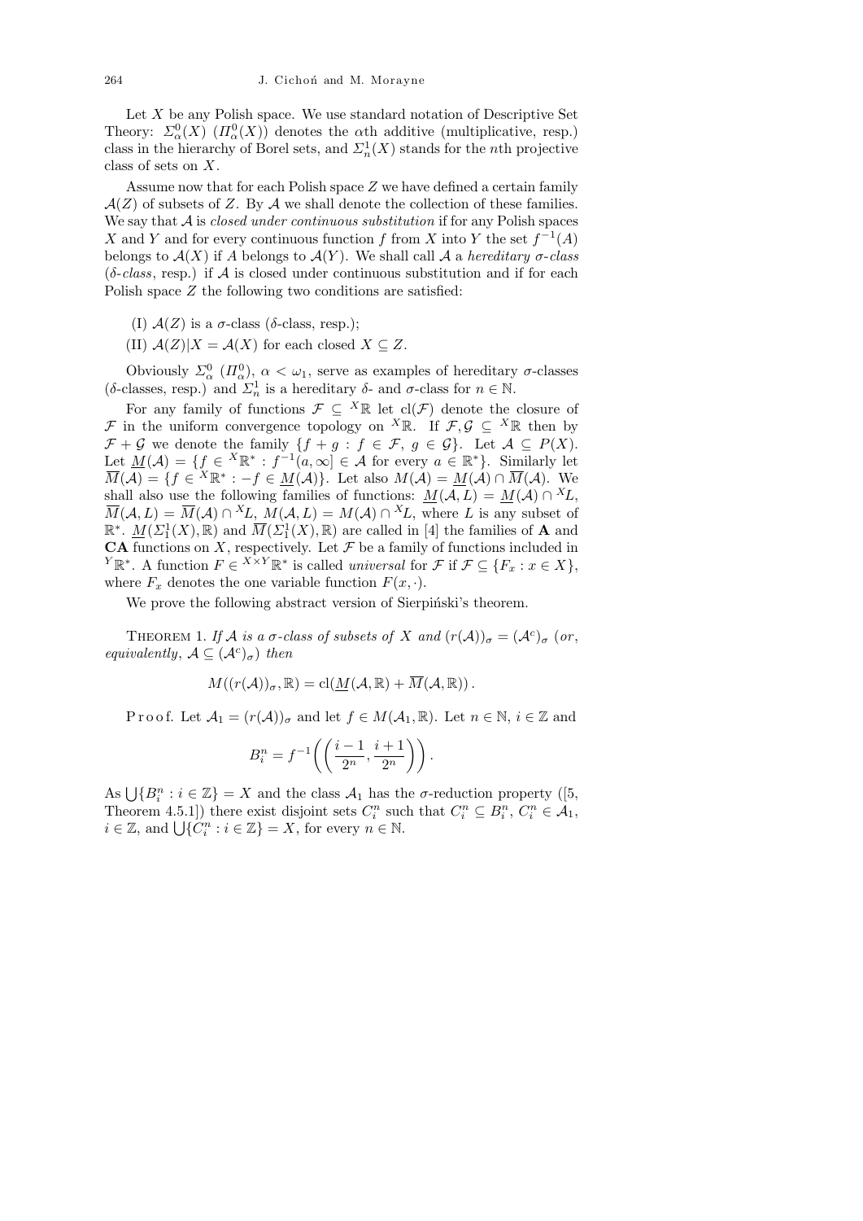Let $X$ be any Polish space. We use standard notation of Descriptive Set Theory: $\Sigma^0_\alpha(X)$ ($\Pi^0_\alpha(X)$) denotes the $\alpha$th additive (multiplicative, resp.) class in the hierarchy of Borel sets, and $\Sigma^1_n(X)$ stands for the $n$th projective class of sets on $X$.

Assume now that for each Polish space $Z$ we have defined a certain family $\mathcal{A}(Z)$ of subsets of $Z$. By $\mathcal{A}$ we shall denote the collection of these families. We say that $\mathcal{A}$ is *closed under continuous substitution* if for any Polish spaces $X$ and $Y$ and for every continuous function $f$ from $X$ into $Y$ the set $f^{-1}(A)$ belongs to $\mathcal{A}(X)$ if $A$ belongs to $\mathcal{A}(Y)$. We shall call $\mathcal{A}$ a *hereditary $\sigma$-class* (*$\delta$-class*, resp.) if $\mathcal{A}$ is closed under continuous substitution and if for each Polish space $Z$ the following two conditions are satisfied:

(I) $\mathcal{A}(Z)$ is a $\sigma$-class ($\delta$-class, resp.);

(II) $\mathcal{A}(Z)|X = \mathcal{A}(X)$ for each closed $X \subseteq Z$.

Obviously $\Sigma^0_\alpha$ ($\Pi^0_\alpha$), $\alpha < \omega_1$, serve as examples of hereditary $\sigma$-classes ($\delta$-classes, resp.) and $\Sigma^1_n$ is a hereditary $\delta$- and $\sigma$-class for $n \in \mathbb{N}$.

For any family of functions $\mathcal{F} \subseteq {}^X\mathbb{R}$ let $\mathrm{cl}(\mathcal{F})$ denote the closure of $\mathcal{F}$ in the uniform convergence topology on ${}^X\mathbb{R}$. If $\mathcal{F}, \mathcal{G} \subseteq {}^X\mathbb{R}$ then by $\mathcal{F} + \mathcal{G}$ we denote the family $\{f + g : f \in \mathcal{F},\ g \in \mathcal{G}\}$. Let $\mathcal{A} \subseteq P(X)$. Let $\underline{M}(\mathcal{A}) = \{f \in {}^X\mathbb{R}^* : f^{-1}(a, \infty] \in \mathcal{A} \text{ for every } a \in \mathbb{R}^*\}$. Similarly let $\overline{M}(\mathcal{A}) = \{f \in {}^X\mathbb{R}^* : -f \in \underline{M}(\mathcal{A})\}$. Let also $M(\mathcal{A}) = \underline{M}(\mathcal{A}) \cap \overline{M}(\mathcal{A})$. We shall also use the following families of functions: $\underline{M}(\mathcal{A}, L) = \underline{M}(\mathcal{A}) \cap {}^XL$, $\overline{M}(\mathcal{A}, L) = \overline{M}(\mathcal{A}) \cap {}^XL$, $M(\mathcal{A}, L) = M(\mathcal{A}) \cap {}^XL$, where $L$ is any subset of $\mathbb{R}^*$. $\underline{M}(\Sigma^1_1(X), \mathbb{R})$ and $\overline{M}(\Sigma^1_1(X), \mathbb{R})$ are called in [4] the families of **A** and **CA** functions on $X$, respectively. Let $\mathcal{F}$ be a family of functions included in ${}^Y\mathbb{R}^*$. A function $F \in {}^{X\times Y}\mathbb{R}^*$ is called *universal* for $\mathcal{F}$ if $\mathcal{F} \subseteq \{F_x : x \in X\}$, where $F_x$ denotes the one variable function $F(x, \cdot)$.

We prove the following abstract version of Sierpiński's theorem.

THEOREM 1. *If $\mathcal{A}$ is a $\sigma$-class of subsets of $X$ and $(r(\mathcal{A}))_\sigma = (\mathcal{A}^c)_\sigma$ (or, equivalently, $\mathcal{A} \subseteq (\mathcal{A}^c)_\sigma$) then*

$$M((r(\mathcal{A}))_\sigma, \mathbb{R}) = \mathrm{cl}(\underline{M}(\mathcal{A}, \mathbb{R}) + \overline{M}(\mathcal{A}, \mathbb{R}))\,.$$

Proof. Let $\mathcal{A}_1 = (r(\mathcal{A}))_\sigma$ and let $f \in M(\mathcal{A}_1, \mathbb{R})$. Let $n \in \mathbb{N}$, $i \in \mathbb{Z}$ and

$$B^n_i = f^{-1}\left(\left(\frac{i-1}{2^n}, \frac{i+1}{2^n}\right)\right).$$

As $\bigcup\{B^n_i : i \in \mathbb{Z}\} = X$ and the class $\mathcal{A}_1$ has the $\sigma$-reduction property ([5, Theorem 4.5.1]) there exist disjoint sets $C^n_i$ such that $C^n_i \subseteq B^n_i$, $C^n_i \in \mathcal{A}_1$, $i \in \mathbb{Z}$, and $\bigcup\{C^n_i : i \in \mathbb{Z}\} = X$, for every $n \in \mathbb{N}$.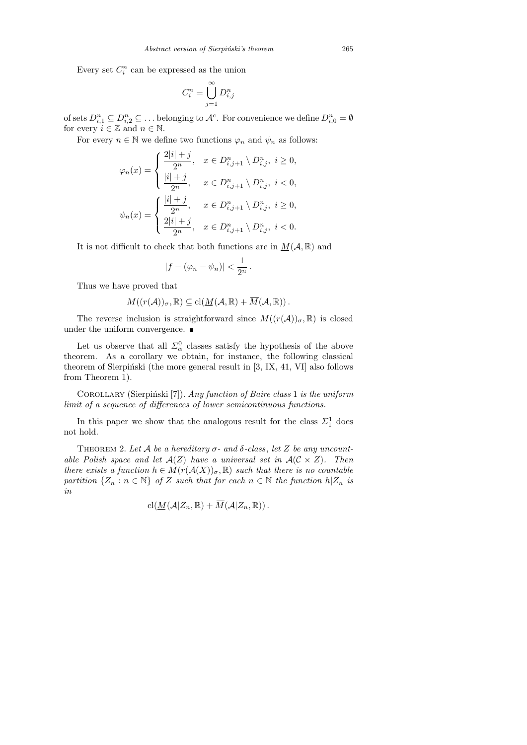Every set $C_i^n$ can be expressed as the union

$$C_i^n = \bigcup_{j=1}^{\infty} D_{i,j}^n$$

of sets $D_{i,1}^n \subseteq D_{i,2}^n \subseteq \ldots$ belonging to $\mathcal{A}^c$. For convenience we define $D_{i,0}^n = \emptyset$ for every $i \in \mathbb{Z}$ and $n \in \mathbb{N}$.

For every $n \in \mathbb{N}$ we define two functions $\varphi_n$ and $\psi_n$ as follows:

$$\varphi_n(x) = \begin{cases} \dfrac{2|i| + j}{2^n}, & x \in D_{i,j+1}^n \setminus D_{i,j}^n,\ i \geq 0, \\[2mm] \dfrac{|i| + j}{2^n}, & x \in D_{i,j+1}^n \setminus D_{i,j}^n,\ i < 0, \end{cases}$$

$$\psi_n(x) = \begin{cases} \dfrac{|i| + j}{2^n}, & x \in D_{i,j+1}^n \setminus D_{i,j}^n,\ i \geq 0, \\[2mm] \dfrac{2|i| + j}{2^n}, & x \in D_{i,j+1}^n \setminus D_{i,j}^n,\ i < 0. \end{cases}$$

It is not difficult to check that both functions are in $\underline{M}(\mathcal{A}, \mathbb{R})$ and

$$|f - (\varphi_n - \psi_n)| < \frac{1}{2^n}\,.$$

Thus we have proved that

$$M((r(\mathcal{A}))_\sigma, \mathbb{R}) \subseteq \mathrm{cl}(\underline{M}(\mathcal{A}, \mathbb{R}) + \overline{M}(\mathcal{A}, \mathbb{R}))\,.$$

The reverse inclusion is straightforward since $M((r(\mathcal{A}))_\sigma, \mathbb{R})$ is closed under the uniform convergence. ∎

Let us observe that all $\Sigma_\alpha^0$ classes satisfy the hypothesis of the above theorem. As a corollary we obtain, for instance, the following classical theorem of Sierpiński (the more general result in [3, IX, 41, VI] also follows from Theorem 1).

Corollary (Sierpiński [7]). *Any function of Baire class* 1 *is the uniform limit of a sequence of differences of lower semicontinuous functions.*

In this paper we show that the analogous result for the class $\Sigma_1^1$ does not hold.

Theorem 2. *Let $\mathcal{A}$ be a hereditary $\sigma$- and $\delta$-class, let $Z$ be any uncountable Polish space and let $\mathcal{A}(Z)$ have a universal set in $\mathcal{A}(\mathcal{C} \times Z)$. Then there exists a function $h \in M(r(\mathcal{A}(X))_\sigma, \mathbb{R})$ such that there is no countable partition $\{Z_n : n \in \mathbb{N}\}$ of $Z$ such that for each $n \in \mathbb{N}$ the function $h|Z_n$ is in*

$$\mathrm{cl}(\underline{M}(\mathcal{A}|Z_n, \mathbb{R}) + \overline{M}(\mathcal{A}|Z_n, \mathbb{R}))\,.$$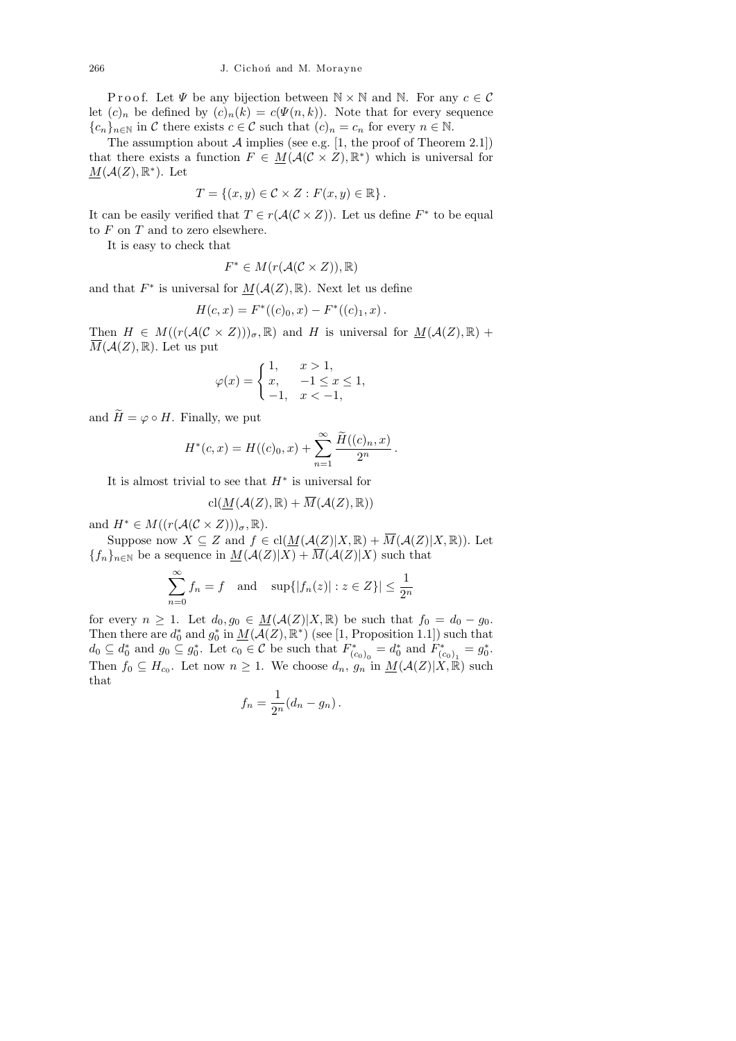Proof. Let $\Psi$ be any bijection between $\mathbb{N} \times \mathbb{N}$ and $\mathbb{N}$. For any $c \in \mathcal{C}$ let $(c)_n$ be defined by $(c)_n(k) = c(\Psi(n,k))$. Note that for every sequence $\{c_n\}_{n\in\mathbb{N}}$ in $\mathcal{C}$ there exists $c \in \mathcal{C}$ such that $(c)_n = c_n$ for every $n \in \mathbb{N}$.

The assumption about $\mathcal{A}$ implies (see e.g. [1, the proof of Theorem 2.1]) that there exists a function $F \in \underline{M}(\mathcal{A}(\mathcal{C} \times Z), \mathbb{R}^*)$ which is universal for $\underline{M}(\mathcal{A}(Z), \mathbb{R}^*)$. Let

$$T = \{(x, y) \in \mathcal{C} \times Z : F(x, y) \in \mathbb{R}\}.$$

It can be easily verified that $T \in r(\mathcal{A}(\mathcal{C} \times Z))$. Let us define $F^*$ to be equal to $F$ on $T$ and to zero elsewhere.

It is easy to check that

$$F^* \in M(r(\mathcal{A}(\mathcal{C} \times Z)), \mathbb{R})$$

and that $F^*$ is universal for $\underline{M}(\mathcal{A}(Z), \mathbb{R})$. Next let us define

$$H(c, x) = F^*((c)_0, x) - F^*((c)_1, x).$$

Then $H \in M((r(\mathcal{A}(\mathcal{C} \times Z)))_\sigma, \mathbb{R})$ and $H$ is universal for $\underline{M}(\mathcal{A}(Z), \mathbb{R}) + \overline{M}(\mathcal{A}(Z), \mathbb{R})$. Let us put

$$\varphi(x) = \begin{cases} 1, & x > 1, \\ x, & -1 \le x \le 1, \\ -1, & x < -1, \end{cases}$$

and $\widetilde{H} = \varphi \circ H$. Finally, we put

$$H^*(c, x) = H((c)_0, x) + \sum_{n=1}^{\infty} \frac{\widetilde{H}((c)_n, x)}{2^n}.$$

It is almost trivial to see that $H^*$ is universal for

$$\mathrm{cl}(\underline{M}(\mathcal{A}(Z), \mathbb{R}) + \overline{M}(\mathcal{A}(Z), \mathbb{R}))$$

and $H^* \in M((r(\mathcal{A}(\mathcal{C} \times Z)))_\sigma, \mathbb{R})$.

Suppose now $X \subseteq Z$ and $f \in \mathrm{cl}(\underline{M}(\mathcal{A}(Z)|X, \mathbb{R}) + \overline{M}(\mathcal{A}(Z)|X, \mathbb{R}))$. Let $\{f_n\}_{n\in\mathbb{N}}$ be a sequence in $\underline{M}(\mathcal{A}(Z)|X) + \overline{M}(\mathcal{A}(Z)|X)$ such that

$$\sum_{n=0}^{\infty} f_n = f \quad \text{and} \quad \sup\{|f_n(z)| : z \in Z\}| \le \frac{1}{2^n}$$

for every $n \ge 1$. Let $d_0, g_0 \in \underline{M}(\mathcal{A}(Z)|X, \mathbb{R})$ be such that $f_0 = d_0 - g_0$. Then there are $d_0^*$ and $g_0^*$ in $\underline{M}(\mathcal{A}(Z), \mathbb{R}^*)$ (see [1, Proposition 1.1]) such that $d_0 \subseteq d_0^*$ and $g_0 \subseteq g_0^*$. Let $c_0 \in \mathcal{C}$ be such that $F^*_{(c_0)_0} = d_0^*$ and $F^*_{(c_0)_1} = g_0^*$. Then $f_0 \subseteq H_{c_0}$. Let now $n \ge 1$. We choose $d_n$, $g_n$ in $\underline{M}(\mathcal{A}(Z)|X, \mathbb{R})$ such that

$$f_n = \frac{1}{2^n}(d_n - g_n).$$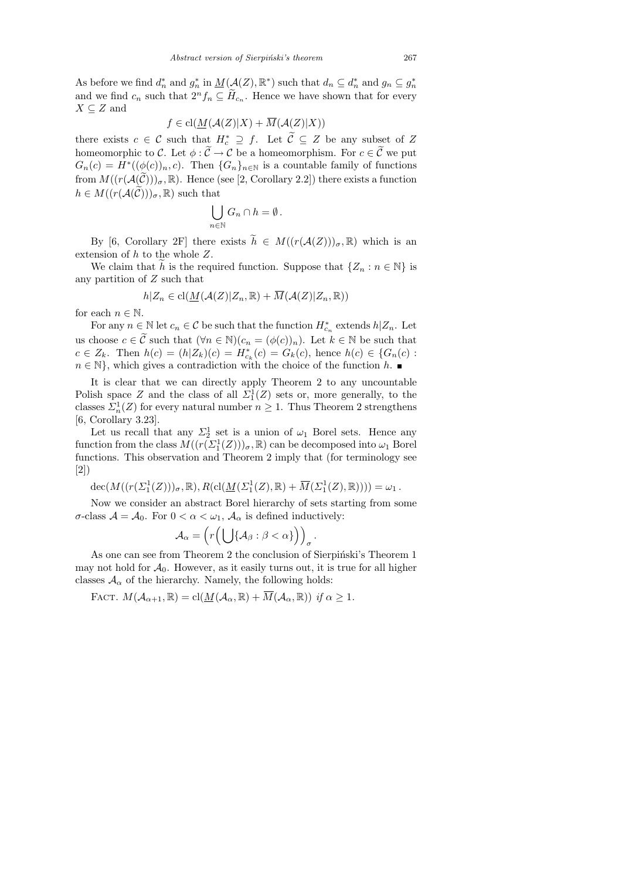As before we find $d_n^*$ and $g_n^*$ in $\underline{M}(\mathcal{A}(Z), \mathbb{R}^*)$ such that $d_n \subseteq d_n^*$ and $g_n \subseteq g_n^*$ and we find $c_n$ such that $2^n f_n \subseteq \widetilde{H}_{c_n}$. Hence we have shown that for every $X \subseteq Z$ and

$$f \in \mathrm{cl}(\underline{M}(\mathcal{A}(Z)|X) + \overline{M}(\mathcal{A}(Z)|X))$$

there exists $c \in \mathcal{C}$ such that $H_c^* \supseteq f$. Let $\widetilde{\mathcal{C}} \subseteq Z$ be any subset of $Z$ homeomorphic to $\mathcal{C}$. Let $\phi : \widetilde{\mathcal{C}} \to \mathcal{C}$ be a homeomorphism. For $c \in \widetilde{\mathcal{C}}$ we put $G_n(c) = H^*((\phi(c))_n, c)$. Then $\{G_n\}_{n\in\mathbb{N}}$ is a countable family of functions from $M((r(\mathcal{A}(\widetilde{\mathcal{C}})))_\sigma, \mathbb{R})$. Hence (see [2, Corollary 2.2]) there exists a function $h \in M((r(\mathcal{A}(\widetilde{\mathcal{C}})))_\sigma, \mathbb{R})$ such that

$$\bigcup_{n\in\mathbb{N}} G_n \cap h = \emptyset\,.$$

By [6, Corollary 2F] there exists $\widetilde{h} \in M((r(\mathcal{A}(Z)))_\sigma, \mathbb{R})$ which is an extension of $h$ to the whole $Z$.

We claim that $\widetilde{h}$ is the required function. Suppose that $\{Z_n : n \in \mathbb{N}\}$ is any partition of $Z$ such that

$$h|Z_n \in \mathrm{cl}(\underline{M}(\mathcal{A}(Z)|Z_n, \mathbb{R}) + \overline{M}(\mathcal{A}(Z)|Z_n, \mathbb{R}))$$

for each $n \in \mathbb{N}$.

For any $n \in \mathbb{N}$ let $c_n \in \mathcal{C}$ be such that the function $H_{c_n}^*$ extends $h|Z_n$. Let us choose $c \in \widetilde{\mathcal{C}}$ such that $(\forall n \in \mathbb{N})(c_n = (\phi(c))_n)$. Let $k \in \mathbb{N}$ be such that $c \in Z_k$. Then $h(c) = (h|Z_k)(c) = H_{c_k}^*(c) = G_k(c)$, hence $h(c) \in \{G_n(c) : n \in \mathbb{N}\}$, which gives a contradiction with the choice of the function $h$. ∎

It is clear that we can directly apply Theorem 2 to any uncountable Polish space $Z$ and the class of all $\Sigma_1^1(Z)$ sets or, more generally, to the classes $\Sigma_n^1(Z)$ for every natural number $n \geq 1$. Thus Theorem 2 strengthens [6, Corollary 3.23].

Let us recall that any $\Sigma_2^1$ set is a union of $\omega_1$ Borel sets. Hence any function from the class $M((r(\Sigma_1^1(Z)))_\sigma, \mathbb{R})$ can be decomposed into $\omega_1$ Borel functions. This observation and Theorem 2 imply that (for terminology see [2])

$$\mathrm{dec}(M((r(\Sigma_1^1(Z)))_\sigma, \mathbb{R}), R(\mathrm{cl}(\underline{M}(\Sigma_1^1(Z), \mathbb{R}) + \overline{M}(\Sigma_1^1(Z), \mathbb{R})))) = \omega_1\,.$$

Now we consider an abstract Borel hierarchy of sets starting from some $\sigma$-class $\mathcal{A} = \mathcal{A}_0$. For $0 < \alpha < \omega_1$, $\mathcal{A}_\alpha$ is defined inductively:

$$\mathcal{A}_\alpha = \Big(r\Big(\bigcup\{\mathcal{A}_\beta : \beta < \alpha\}\Big)\Big)_\sigma\,.$$

As one can see from Theorem 2 the conclusion of Sierpiński's Theorem 1 may not hold for $\mathcal{A}_0$. However, as it easily turns out, it is true for all higher classes $\mathcal{A}_\alpha$ of the hierarchy. Namely, the following holds:

Fact. *$M(\mathcal{A}_{\alpha+1}, \mathbb{R}) = \mathrm{cl}(\underline{M}(\mathcal{A}_\alpha, \mathbb{R}) + \overline{M}(\mathcal{A}_\alpha, \mathbb{R}))$ if $\alpha \geq 1$.*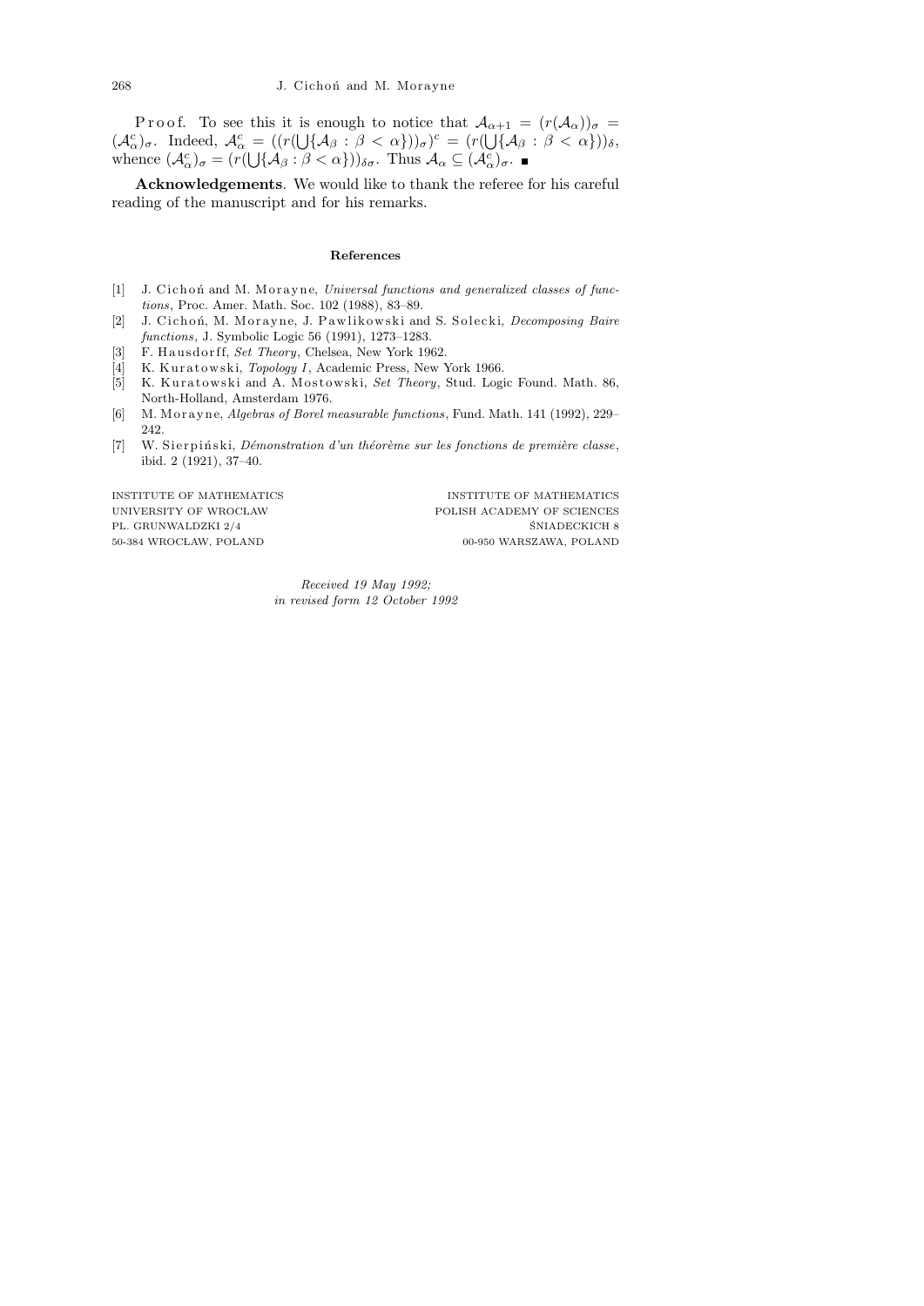Proof. To see this it is enough to notice that $\mathcal{A}_{\alpha+1} = (r(\mathcal{A}_\alpha))_\sigma = (\mathcal{A}_\alpha^c)_\sigma$. Indeed, $\mathcal{A}_\alpha^c = ((r(\bigcup\{\mathcal{A}_\beta : \beta < \alpha\}))_\sigma)^c = (r(\bigcup\{\mathcal{A}_\beta : \beta < \alpha\}))_\delta$, whence $(\mathcal{A}_\alpha^c)_\sigma = (r(\bigcup\{\mathcal{A}_\beta : \beta < \alpha\}))_{\delta\sigma}$. Thus $\mathcal{A}_\alpha \subseteq (\mathcal{A}_\alpha^c)_\sigma$. ■

**Acknowledgements**. We would like to thank the referee for his careful reading of the manuscript and for his remarks.

### References

[1] J. Cichoń and M. Morayne, *Universal functions and generalized classes of functions*, Proc. Amer. Math. Soc. 102 (1988), 83–89.

[2] J. Cichoń, M. Morayne, J. Pawlikowski and S. Solecki, *Decomposing Baire functions*, J. Symbolic Logic 56 (1991), 1273–1283.

[3] F. Hausdorff, *Set Theory*, Chelsea, New York 1962.

[4] K. Kuratowski, *Topology I*, Academic Press, New York 1966.

[5] K. Kuratowski and A. Mostowski, *Set Theory*, Stud. Logic Found. Math. 86, North-Holland, Amsterdam 1976.

[6] M. Morayne, *Algebras of Borel measurable functions*, Fund. Math. 141 (1992), 229–242.

[7] W. Sierpiński, *Démonstration d'un théorème sur les fonctions de première classe*, ibid. 2 (1921), 37–40.

INSTITUTE OF MATHEMATICS
UNIVERSITY OF WROCŁAW
PL. GRUNWALDZKI 2/4
50-384 WROCŁAW, POLAND

INSTITUTE OF MATHEMATICS
POLISH ACADEMY OF SCIENCES
ŚNIADECKICH 8
00-950 WARSZAWA, POLAND

*Received 19 May 1992;*
*in revised form 12 October 1992*